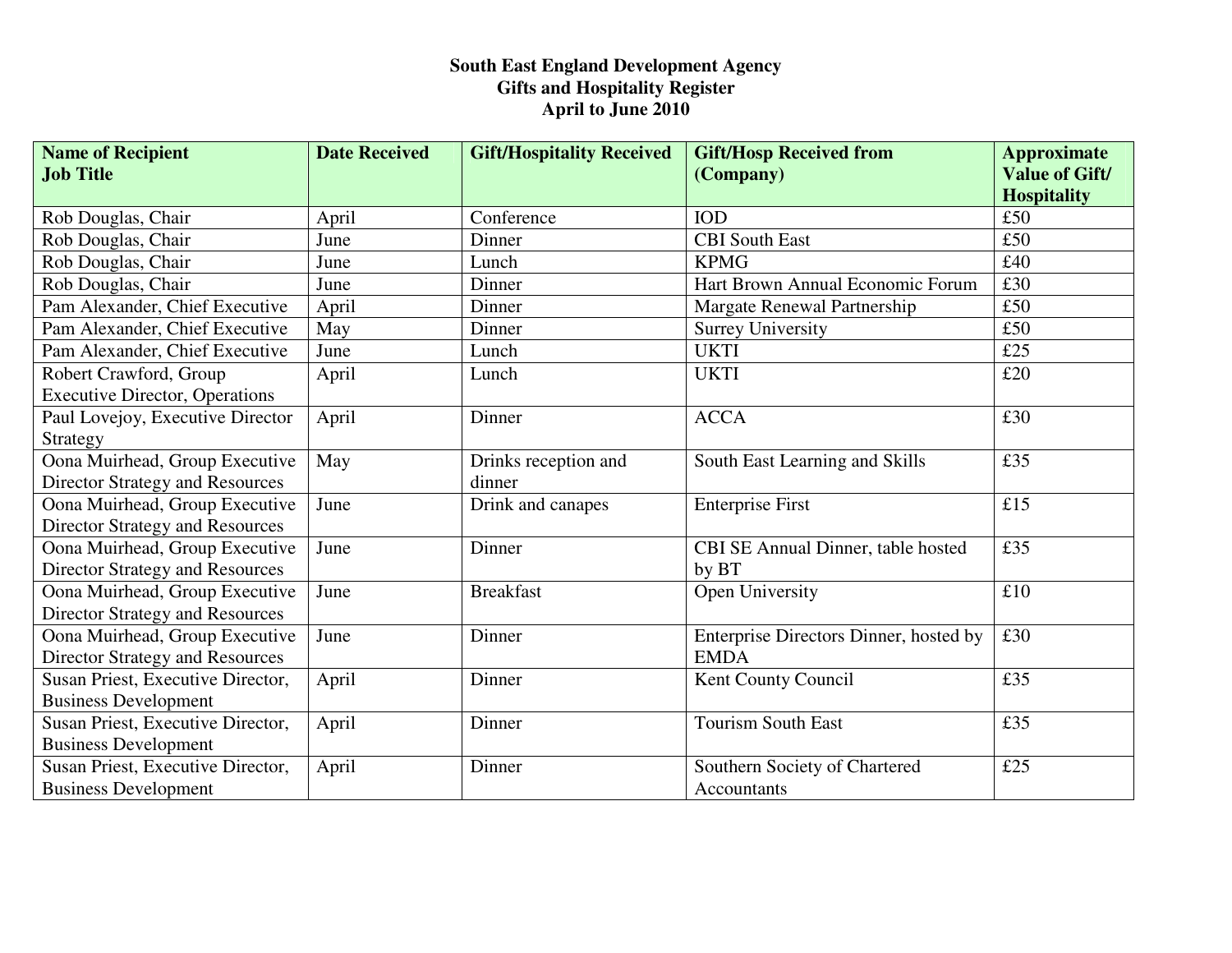# South East England Development Agency
## Gifts and Hospitality Register
## April to June 2010

| Name of Recipient Job Title | Date Received | Gift/Hospitality Received | Gift/Hosp Received from (Company) | Approximate Value of Gift/ Hospitality |
|---|---|---|---|---|
| Rob Douglas, Chair | April | Conference | IOD | £50 |
| Rob Douglas, Chair | June | Dinner | CBI South East | £50 |
| Rob Douglas, Chair | June | Lunch | KPMG | £40 |
| Rob Douglas, Chair | June | Dinner | Hart Brown Annual Economic Forum | £30 |
| Pam Alexander, Chief Executive | April | Dinner | Margate Renewal Partnership | £50 |
| Pam Alexander, Chief Executive | May | Dinner | Surrey University | £50 |
| Pam Alexander, Chief Executive | June | Lunch | UKTI | £25 |
| Robert Crawford, Group Executive Director, Operations | April | Lunch | UKTI | £20 |
| Paul Lovejoy, Executive Director Strategy | April | Dinner | ACCA | £30 |
| Oona Muirhead, Group Executive Director Strategy and Resources | May | Drinks reception and dinner | South East Learning and Skills | £35 |
| Oona Muirhead, Group Executive Director Strategy and Resources | June | Drink and canapes | Enterprise First | £15 |
| Oona Muirhead, Group Executive Director Strategy and Resources | June | Dinner | CBI SE Annual Dinner, table hosted by BT | £35 |
| Oona Muirhead, Group Executive Director Strategy and Resources | June | Breakfast | Open University | £10 |
| Oona Muirhead, Group Executive Director Strategy and Resources | June | Dinner | Enterprise Directors Dinner, hosted by EMDA | £30 |
| Susan Priest, Executive Director, Business Development | April | Dinner | Kent County Council | £35 |
| Susan Priest, Executive Director, Business Development | April | Dinner | Tourism South East | £35 |
| Susan Priest, Executive Director, Business Development | April | Dinner | Southern Society of Chartered Accountants | £25 |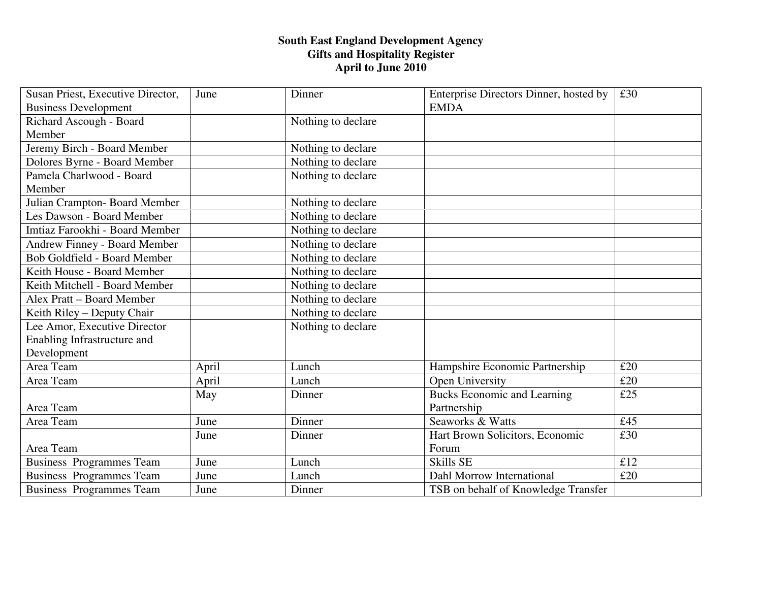**South East England Development Agency**
**Gifts and Hospitality Register**
**April to June 2010**

| | | | | |
|---|---|---|---|---|
| Susan Priest, Executive Director, Business Development | June | Dinner | Enterprise Directors Dinner, hosted by EMDA | £30 |
| Richard Ascough - Board Member | | Nothing to declare | | |
| Jeremy Birch - Board Member | | Nothing to declare | | |
| Dolores Byrne - Board Member | | Nothing to declare | | |
| Pamela Charlwood - Board Member | | Nothing to declare | | |
| Julian Crampton- Board Member | | Nothing to declare | | |
| Les Dawson - Board Member | | Nothing to declare | | |
| Imtiaz Farookhi - Board Member | | Nothing to declare | | |
| Andrew Finney - Board Member | | Nothing to declare | | |
| Bob Goldfield - Board Member | | Nothing to declare | | |
| Keith House - Board Member | | Nothing to declare | | |
| Keith Mitchell - Board Member | | Nothing to declare | | |
| Alex Pratt – Board Member | | Nothing to declare | | |
| Keith Riley – Deputy Chair | | Nothing to declare | | |
| Lee Amor, Executive Director Enabling Infrastructure and Development | | Nothing to declare | | |
| Area Team | April | Lunch | Hampshire Economic Partnership | £20 |
| Area Team | April | Lunch | Open University | £20 |
| Area Team | May | Dinner | Bucks Economic and Learning Partnership | £25 |
| Area Team | June | Dinner | Seaworks & Watts | £45 |
| Area Team | June | Dinner | Hart Brown Solicitors, Economic Forum | £30 |
| Business Programmes Team | June | Lunch | Skills SE | £12 |
| Business Programmes Team | June | Lunch | Dahl Morrow International | £20 |
| Business Programmes Team | June | Dinner | TSB on behalf of Knowledge Transfer | |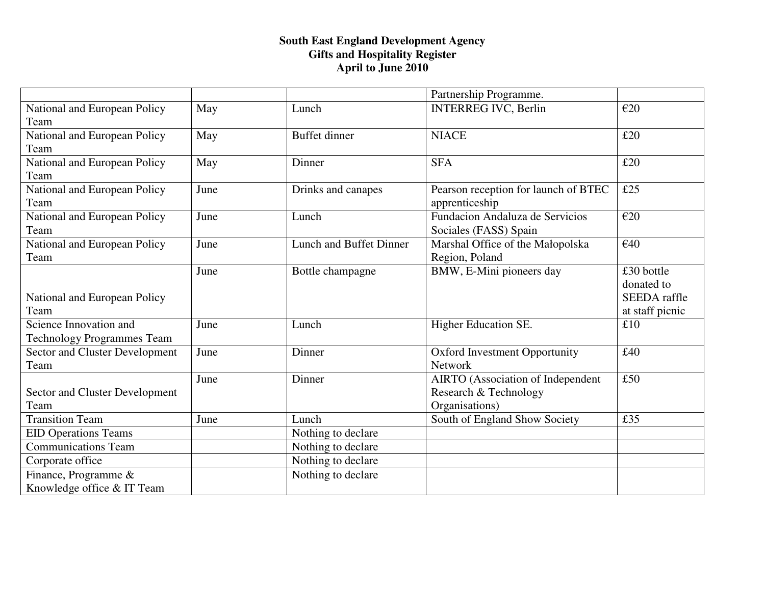**South East England Development Agency**
**Gifts and Hospitality Register**
**April to June 2010**

| | | | | |
|---|---|---|---|---|
| | | | Partnership Programme. | |
| National and European Policy Team | May | Lunch | INTERREG IVC, Berlin | €20 |
| National and European Policy Team | May | Buffet dinner | NIACE | £20 |
| National and European Policy Team | May | Dinner | SFA | £20 |
| National and European Policy Team | June | Drinks and canapes | Pearson reception for launch of BTEC apprenticeship | £25 |
| National and European Policy Team | June | Lunch | Fundacion Andaluza de Servicios Sociales (FASS) Spain | €20 |
| National and European Policy Team | June | Lunch and Buffet Dinner | Marshal Office of the Małopolska Region, Poland | €40 |
| National and European Policy Team | June | Bottle champagne | BMW, E-Mini pioneers day | £30 bottle donated to SEEDA raffle at staff picnic |
| Science Innovation and Technology Programmes Team | June | Lunch | Higher Education SE. | £10 |
| Sector and Cluster Development Team | June | Dinner | Oxford Investment Opportunity Network | £40 |
| Sector and Cluster Development Team | June | Dinner | AIRTO (Association of Independent Research & Technology Organisations) | £50 |
| Transition Team | June | Lunch | South of England Show Society | £35 |
| EID Operations Teams | | Nothing to declare | | |
| Communications Team | | Nothing to declare | | |
| Corporate office | | Nothing to declare | | |
| Finance, Programme & Knowledge office & IT Team | | Nothing to declare | | |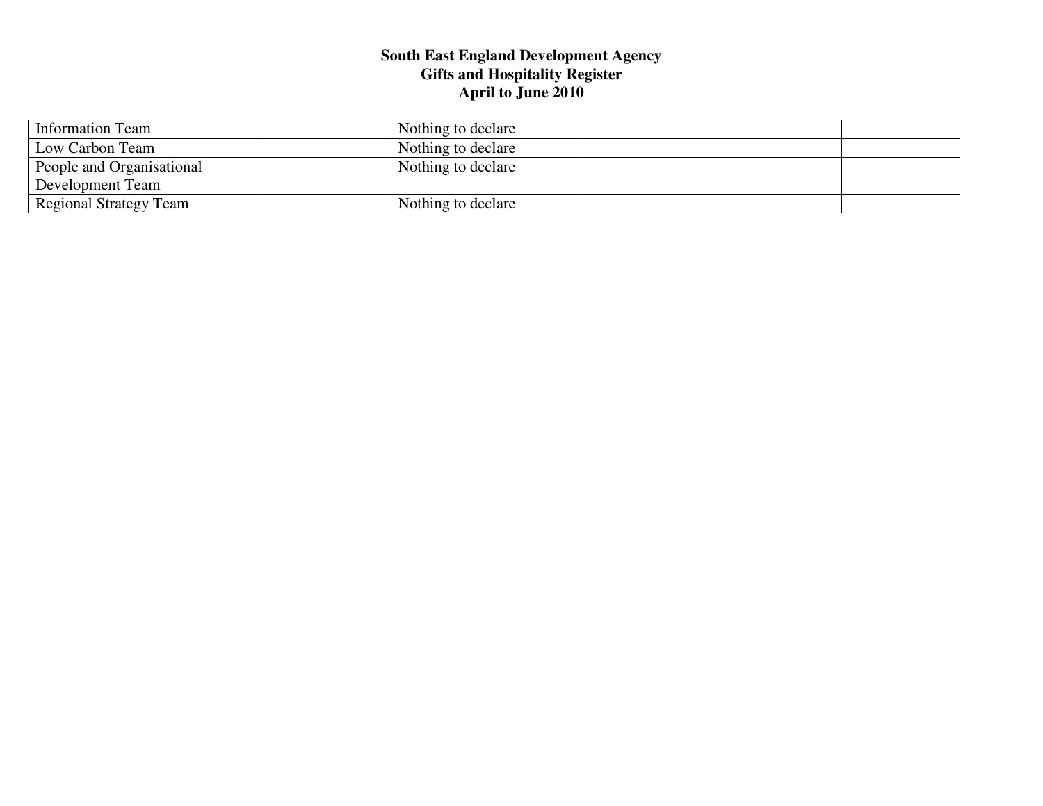**South East England Development Agency**
**Gifts and Hospitality Register**
**April to June 2010**

| | | | | |
|---|---|---|---|---|
| Information Team | | Nothing to declare | | |
| Low Carbon Team | | Nothing to declare | | |
| People and Organisational Development Team | | Nothing to declare | | |
| Regional Strategy Team | | Nothing to declare | | |